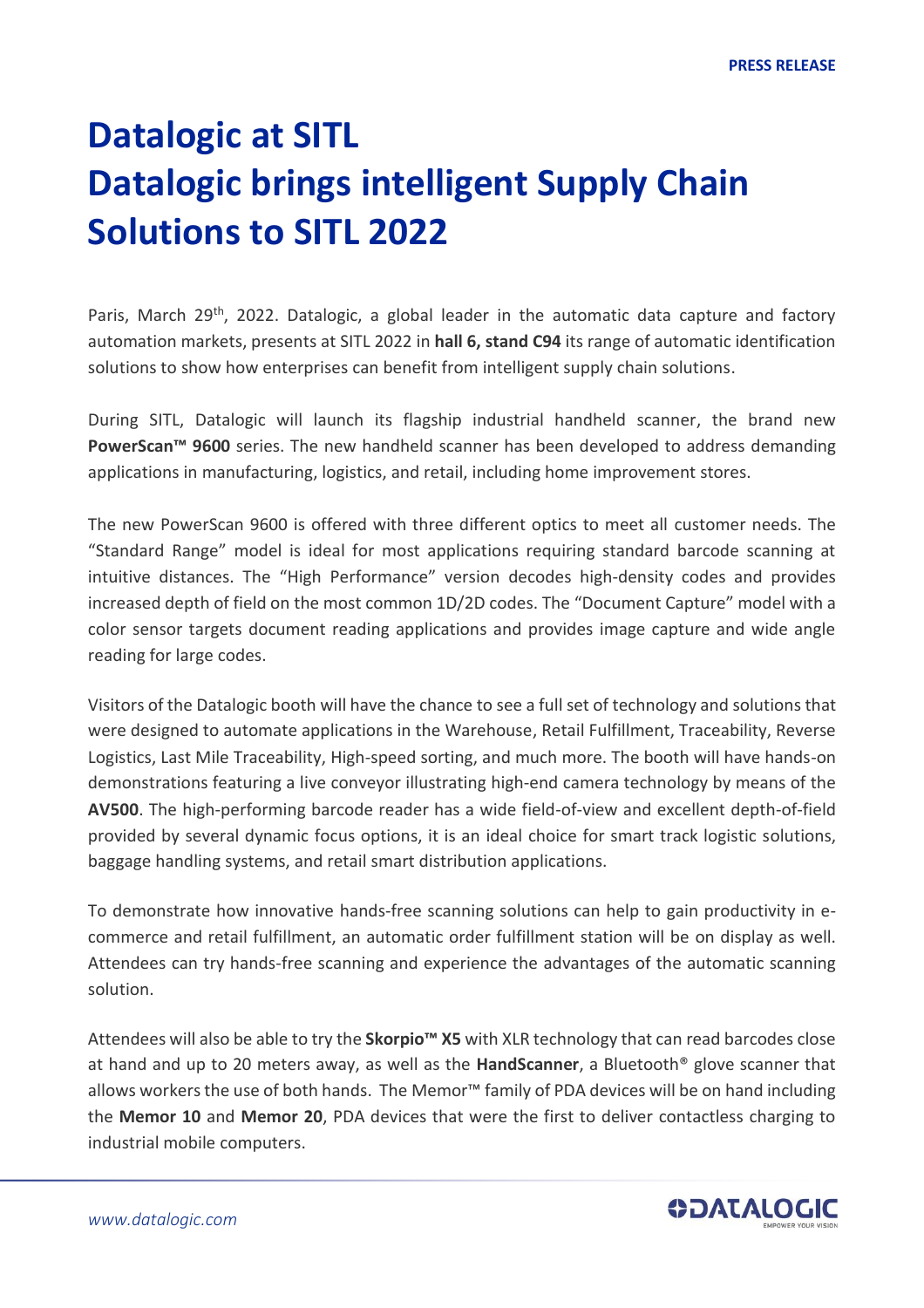**PRESS RELEASE**

# Datalogic at SITL
# Datalogic brings intelligent Supply Chain Solutions to SITL 2022

Paris, March 29th, 2022. Datalogic, a global leader in the automatic data capture and factory automation markets, presents at SITL 2022 in **hall 6, stand C94** its range of automatic identification solutions to show how enterprises can benefit from intelligent supply chain solutions.

During SITL, Datalogic will launch its flagship industrial handheld scanner, the brand new **PowerScan™ 9600** series. The new handheld scanner has been developed to address demanding applications in manufacturing, logistics, and retail, including home improvement stores.

The new PowerScan 9600 is offered with three different optics to meet all customer needs. The "Standard Range" model is ideal for most applications requiring standard barcode scanning at intuitive distances. The "High Performance" version decodes high-density codes and provides increased depth of field on the most common 1D/2D codes. The "Document Capture" model with a color sensor targets document reading applications and provides image capture and wide angle reading for large codes.

Visitors of the Datalogic booth will have the chance to see a full set of technology and solutions that were designed to automate applications in the Warehouse, Retail Fulfillment, Traceability, Reverse Logistics, Last Mile Traceability, High-speed sorting, and much more. The booth will have hands-on demonstrations featuring a live conveyor illustrating high-end camera technology by means of the **AV500**. The high-performing barcode reader has a wide field-of-view and excellent depth-of-field provided by several dynamic focus options, it is an ideal choice for smart track logistic solutions, baggage handling systems, and retail smart distribution applications.

To demonstrate how innovative hands-free scanning solutions can help to gain productivity in e-commerce and retail fulfillment, an automatic order fulfillment station will be on display as well. Attendees can try hands-free scanning and experience the advantages of the automatic scanning solution.

Attendees will also be able to try the **Skorpio™ X5** with XLR technology that can read barcodes close at hand and up to 20 meters away, as well as the **HandScanner**, a Bluetooth® glove scanner that allows workers the use of both hands. The Memor™ family of PDA devices will be on hand including the **Memor 10** and **Memor 20**, PDA devices that were the first to deliver contactless charging to industrial mobile computers.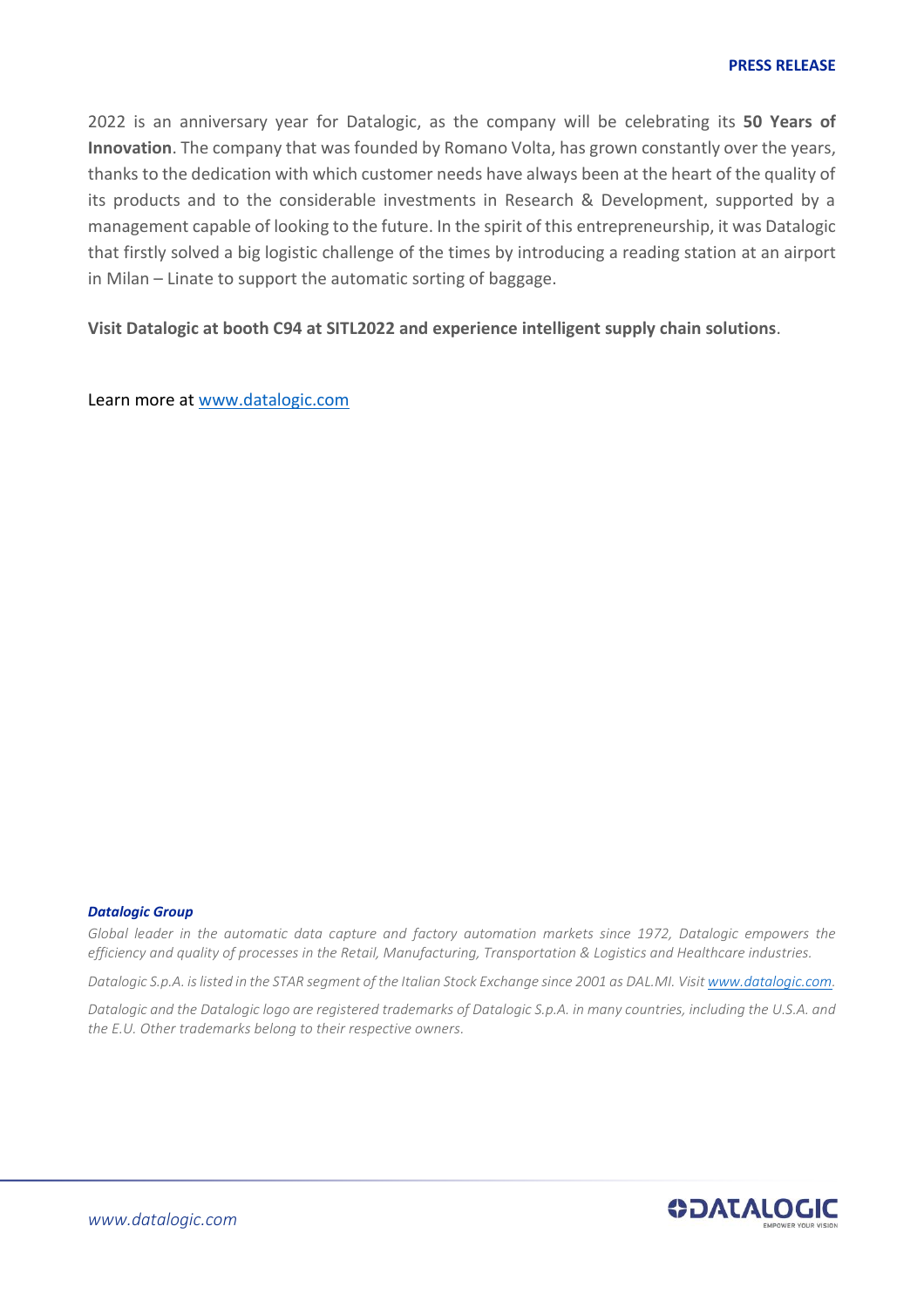2022 is an anniversary year for Datalogic, as the company will be celebrating its **50 Years of Innovation**. The company that was founded by Romano Volta, has grown constantly over the years, thanks to the dedication with which customer needs have always been at the heart of the quality of its products and to the considerable investments in Research & Development, supported by a management capable of looking to the future. In the spirit of this entrepreneurship, it was Datalogic that firstly solved a big logistic challenge of the times by introducing a reading station at an airport in Milan – Linate to support the automatic sorting of baggage.

**Visit Datalogic at booth C94 at SITL2022 and experience intelligent supply chain solutions**.

Learn more at [www.datalogic.com](http://www.datalogic.com)

***Datalogic Group***

*Global leader in the automatic data capture and factory automation markets since 1972, Datalogic empowers the efficiency and quality of processes in the Retail, Manufacturing, Transportation & Logistics and Healthcare industries.*

*Datalogic S.p.A. is listed in the STAR segment of the Italian Stock Exchange since 2001 as DAL.MI. Visit [www.datalogic.com](http://www.datalogic.com).*

*Datalogic and the Datalogic logo are registered trademarks of Datalogic S.p.A. in many countries, including the U.S.A. and the E.U. Other trademarks belong to their respective owners.*